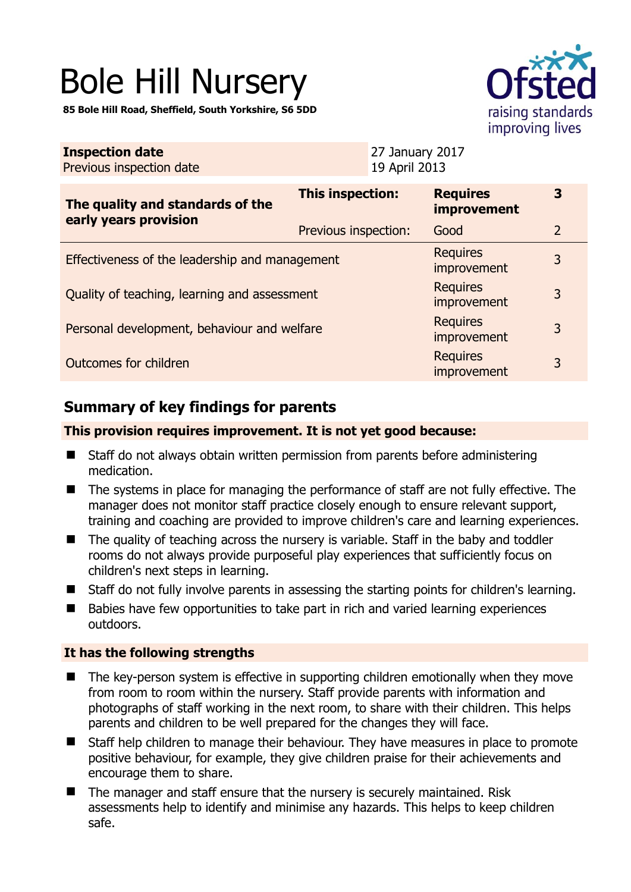# Bole Hill Nursery

**85 Bole Hill Road, Sheffield, South Yorkshire, S6 5DD**

| **Inspection date** | 27 January 2017 |
| --- | --- |
| Previous inspection date | 19 April 2013 |

| **The quality and standards of the early years provision** | **This inspection:** | **Requires improvement** | **3** |
| --- | --- | --- | --- |
| | Previous inspection: | Good | 2 |
| Effectiveness of the leadership and management | | Requires improvement | 3 |
| Quality of teaching, learning and assessment | | Requires improvement | 3 |
| Personal development, behaviour and welfare | | Requires improvement | 3 |
| Outcomes for children | | Requires improvement | 3 |

## Summary of key findings for parents

**This provision requires improvement. It is not yet good because:**

- Staff do not always obtain written permission from parents before administering medication.
- The systems in place for managing the performance of staff are not fully effective. The manager does not monitor staff practice closely enough to ensure relevant support, training and coaching are provided to improve children's care and learning experiences.
- The quality of teaching across the nursery is variable. Staff in the baby and toddler rooms do not always provide purposeful play experiences that sufficiently focus on children's next steps in learning.
- Staff do not fully involve parents in assessing the starting points for children's learning.
- Babies have few opportunities to take part in rich and varied learning experiences outdoors.

**It has the following strengths**

- The key-person system is effective in supporting children emotionally when they move from room to room within the nursery. Staff provide parents with information and photographs of staff working in the next room, to share with their children. This helps parents and children to be well prepared for the changes they will face.
- Staff help children to manage their behaviour. They have measures in place to promote positive behaviour, for example, they give children praise for their achievements and encourage them to share.
- The manager and staff ensure that the nursery is securely maintained. Risk assessments help to identify and minimise any hazards. This helps to keep children safe.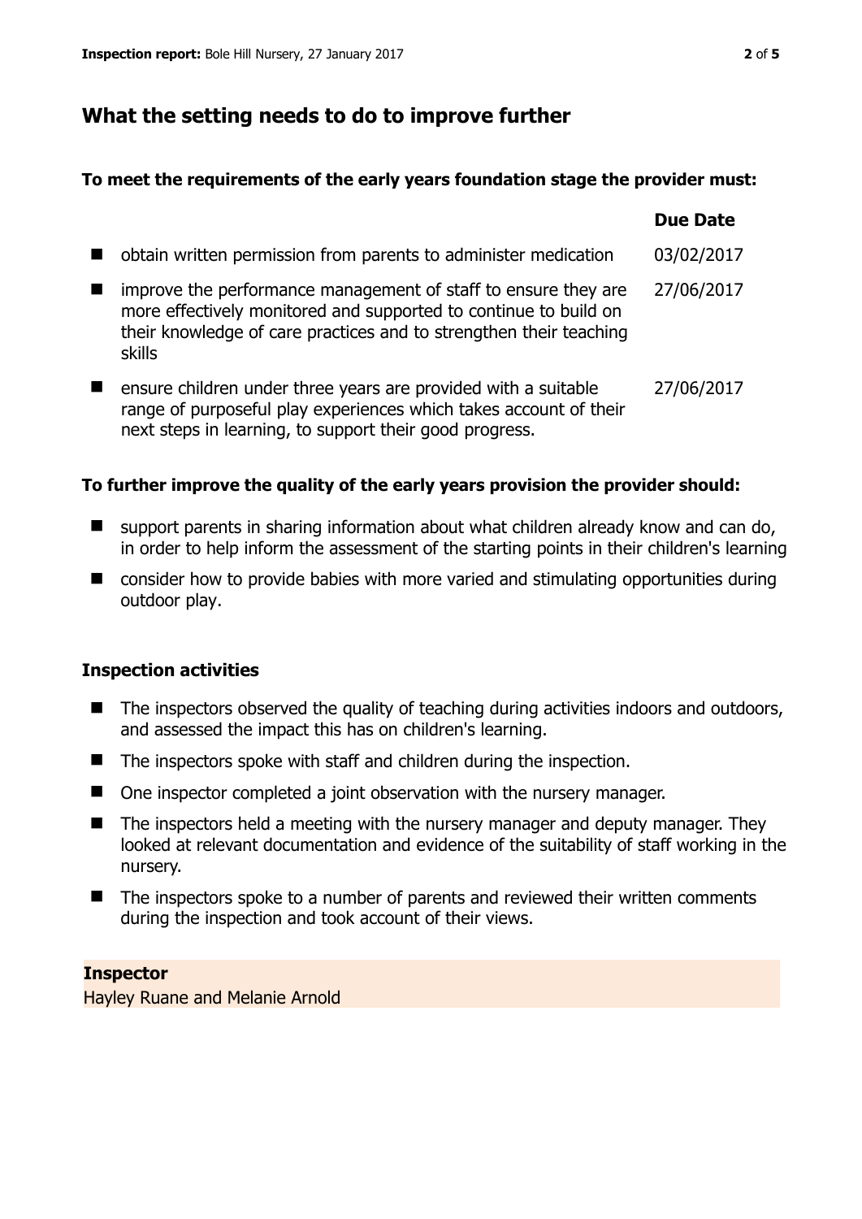## What the setting needs to do to improve further

**To meet the requirements of the early years foundation stage the provider must:**

| | Due Date |
|---|---|
| obtain written permission from parents to administer medication | 03/02/2017 |
| improve the performance management of staff to ensure they are more effectively monitored and supported to continue to build on their knowledge of care practices and to strengthen their teaching skills | 27/06/2017 |
| ensure children under three years are provided with a suitable range of purposeful play experiences which takes account of their next steps in learning, to support their good progress. | 27/06/2017 |

**To further improve the quality of the early years provision the provider should:**

- support parents in sharing information about what children already know and can do, in order to help inform the assessment of the starting points in their children's learning
- consider how to provide babies with more varied and stimulating opportunities during outdoor play.

### Inspection activities

- The inspectors observed the quality of teaching during activities indoors and outdoors, and assessed the impact this has on children's learning.
- The inspectors spoke with staff and children during the inspection.
- One inspector completed a joint observation with the nursery manager.
- The inspectors held a meeting with the nursery manager and deputy manager. They looked at relevant documentation and evidence of the suitability of staff working in the nursery.
- The inspectors spoke to a number of parents and reviewed their written comments during the inspection and took account of their views.

**Inspector**
Hayley Ruane and Melanie Arnold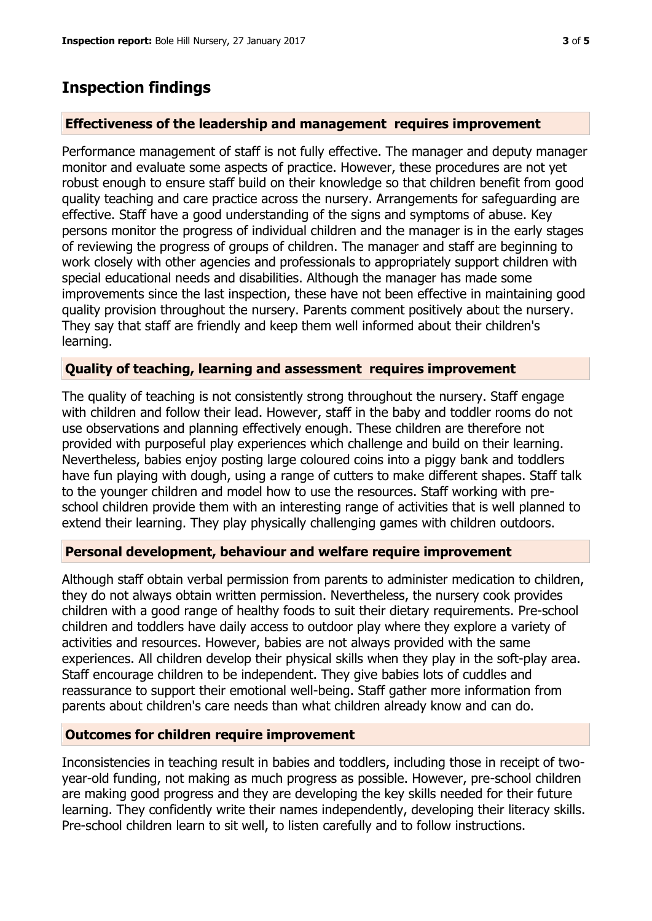## Inspection findings

### Effectiveness of the leadership and management requires improvement

Performance management of staff is not fully effective. The manager and deputy manager monitor and evaluate some aspects of practice. However, these procedures are not yet robust enough to ensure staff build on their knowledge so that children benefit from good quality teaching and care practice across the nursery. Arrangements for safeguarding are effective. Staff have a good understanding of the signs and symptoms of abuse. Key persons monitor the progress of individual children and the manager is in the early stages of reviewing the progress of groups of children. The manager and staff are beginning to work closely with other agencies and professionals to appropriately support children with special educational needs and disabilities. Although the manager has made some improvements since the last inspection, these have not been effective in maintaining good quality provision throughout the nursery. Parents comment positively about the nursery. They say that staff are friendly and keep them well informed about their children's learning.

### Quality of teaching, learning and assessment requires improvement

The quality of teaching is not consistently strong throughout the nursery. Staff engage with children and follow their lead. However, staff in the baby and toddler rooms do not use observations and planning effectively enough. These children are therefore not provided with purposeful play experiences which challenge and build on their learning. Nevertheless, babies enjoy posting large coloured coins into a piggy bank and toddlers have fun playing with dough, using a range of cutters to make different shapes. Staff talk to the younger children and model how to use the resources. Staff working with pre-school children provide them with an interesting range of activities that is well planned to extend their learning. They play physically challenging games with children outdoors.

### Personal development, behaviour and welfare require improvement

Although staff obtain verbal permission from parents to administer medication to children, they do not always obtain written permission. Nevertheless, the nursery cook provides children with a good range of healthy foods to suit their dietary requirements. Pre-school children and toddlers have daily access to outdoor play where they explore a variety of activities and resources. However, babies are not always provided with the same experiences. All children develop their physical skills when they play in the soft-play area. Staff encourage children to be independent. They give babies lots of cuddles and reassurance to support their emotional well-being. Staff gather more information from parents about children's care needs than what children already know and can do.

### Outcomes for children require improvement

Inconsistencies in teaching result in babies and toddlers, including those in receipt of two-year-old funding, not making as much progress as possible. However, pre-school children are making good progress and they are developing the key skills needed for their future learning. They confidently write their names independently, developing their literacy skills. Pre-school children learn to sit well, to listen carefully and to follow instructions.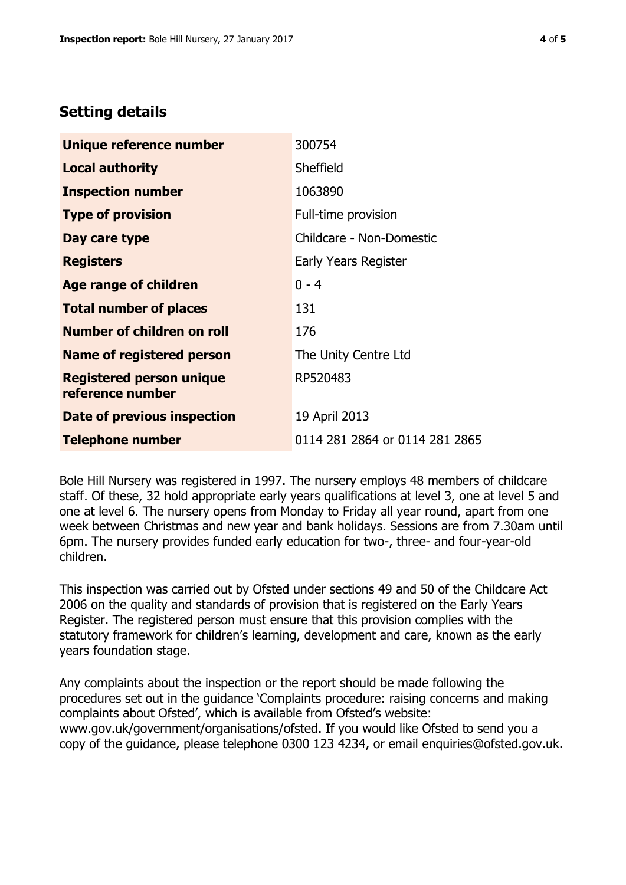## Setting details

| | |
|---|---|
| **Unique reference number** | 300754 |
| **Local authority** | Sheffield |
| **Inspection number** | 1063890 |
| **Type of provision** | Full-time provision |
| **Day care type** | Childcare - Non-Domestic |
| **Registers** | Early Years Register |
| **Age range of children** | 0 - 4 |
| **Total number of places** | 131 |
| **Number of children on roll** | 176 |
| **Name of registered person** | The Unity Centre Ltd |
| **Registered person unique reference number** | RP520483 |
| **Date of previous inspection** | 19 April 2013 |
| **Telephone number** | 0114 281 2864 or 0114 281 2865 |

Bole Hill Nursery was registered in 1997. The nursery employs 48 members of childcare staff. Of these, 32 hold appropriate early years qualifications at level 3, one at level 5 and one at level 6. The nursery opens from Monday to Friday all year round, apart from one week between Christmas and new year and bank holidays. Sessions are from 7.30am until 6pm. The nursery provides funded early education for two-, three- and four-year-old children.

This inspection was carried out by Ofsted under sections 49 and 50 of the Childcare Act 2006 on the quality and standards of provision that is registered on the Early Years Register. The registered person must ensure that this provision complies with the statutory framework for children's learning, development and care, known as the early years foundation stage.

Any complaints about the inspection or the report should be made following the procedures set out in the guidance 'Complaints procedure: raising concerns and making complaints about Ofsted', which is available from Ofsted's website: www.gov.uk/government/organisations/ofsted. If you would like Ofsted to send you a copy of the guidance, please telephone 0300 123 4234, or email enquiries@ofsted.gov.uk.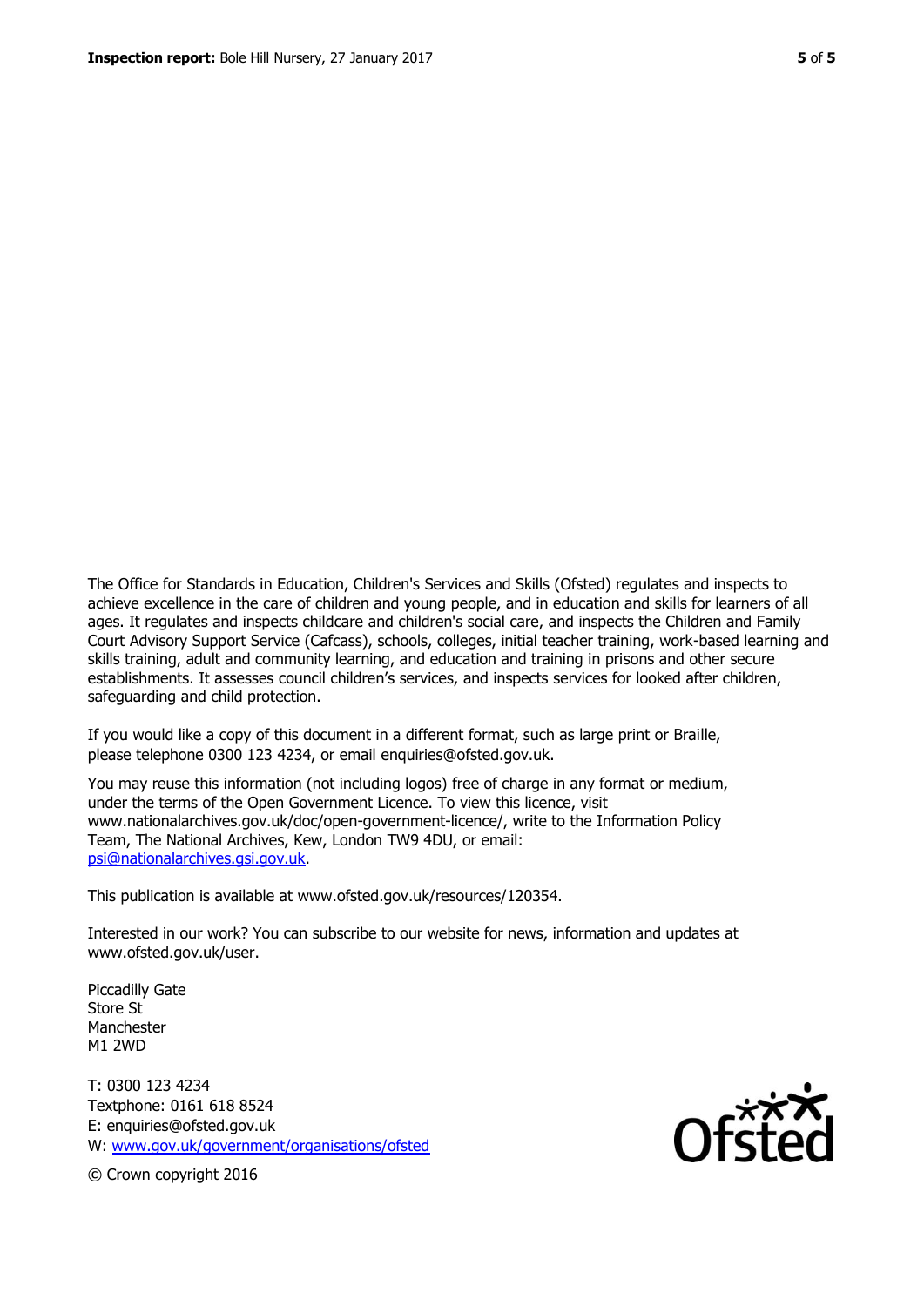The Office for Standards in Education, Children's Services and Skills (Ofsted) regulates and inspects to achieve excellence in the care of children and young people, and in education and skills for learners of all ages. It regulates and inspects childcare and children's social care, and inspects the Children and Family Court Advisory Support Service (Cafcass), schools, colleges, initial teacher training, work-based learning and skills training, adult and community learning, and education and training in prisons and other secure establishments. It assesses council children's services, and inspects services for looked after children, safeguarding and child protection.

If you would like a copy of this document in a different format, such as large print or Braille, please telephone 0300 123 4234, or email enquiries@ofsted.gov.uk.

You may reuse this information (not including logos) free of charge in any format or medium, under the terms of the Open Government Licence. To view this licence, visit www.nationalarchives.gov.uk/doc/open-government-licence/, write to the Information Policy Team, The National Archives, Kew, London TW9 4DU, or email: [psi@nationalarchives.gsi.gov.uk](mailto:psi@nationalarchives.gsi.gov.uk).

This publication is available at www.ofsted.gov.uk/resources/120354.

Interested in our work? You can subscribe to our website for news, information and updates at www.ofsted.gov.uk/user.

Piccadilly Gate
Store St
Manchester
M1 2WD

T: 0300 123 4234
Textphone: 0161 618 8524
E: enquiries@ofsted.gov.uk
W: [www.gov.uk/government/organisations/ofsted](http://www.gov.uk/government/organisations/ofsted)

© Crown copyright 2016